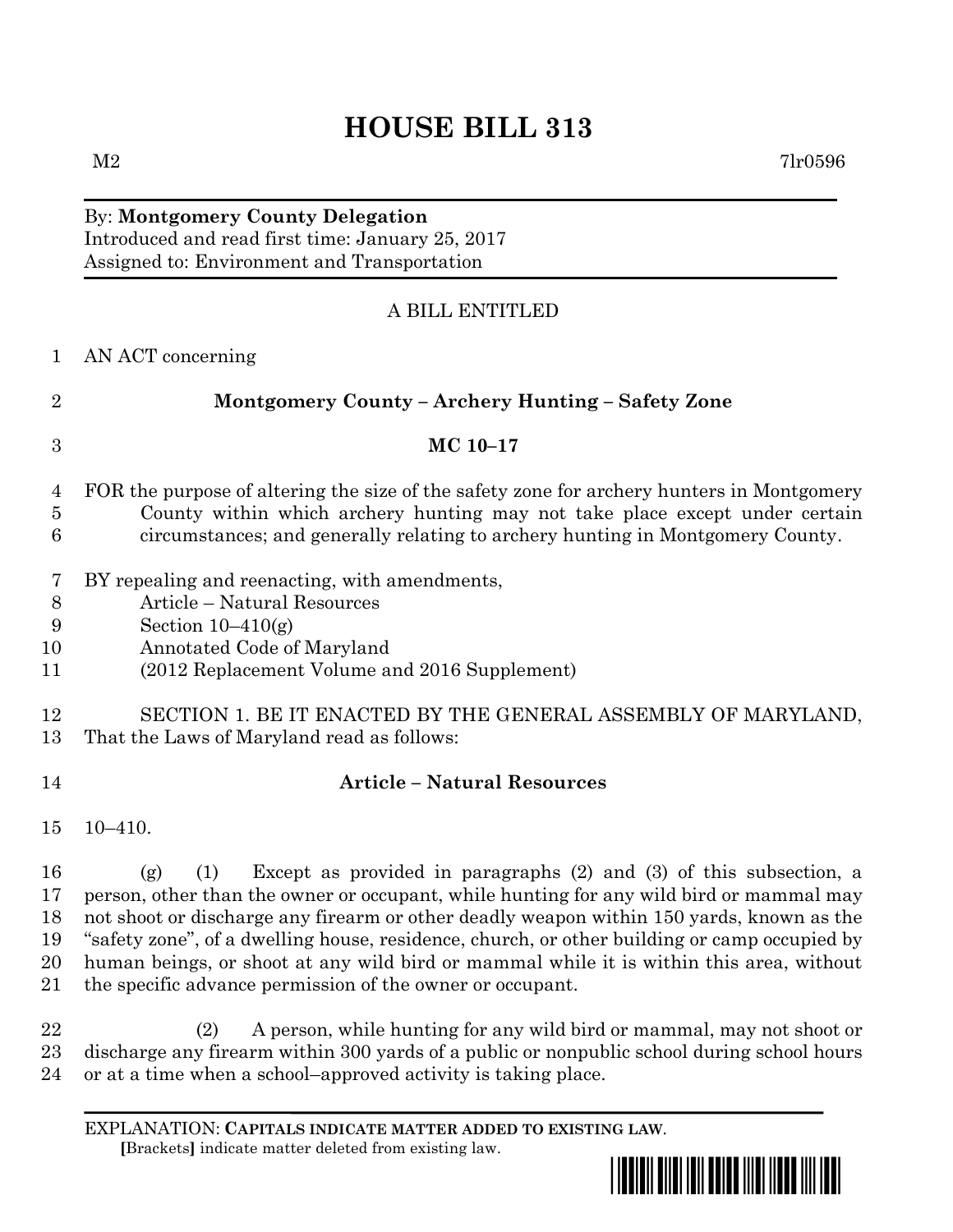# HOUSE BILL 313

M2 7lr0596

By: **Montgomery County Delegation**
Introduced and read first time: January 25, 2017
Assigned to: Environment and Transportation

A BILL ENTITLED

AN ACT concerning

**Montgomery County – Archery Hunting – Safety Zone**

**MC 10–17**

FOR the purpose of altering the size of the safety zone for archery hunters in Montgomery County within which archery hunting may not take place except under certain circumstances; and generally relating to archery hunting in Montgomery County.

BY repealing and reenacting, with amendments,
Article – Natural Resources
Section 10–410(g)
Annotated Code of Maryland
(2012 Replacement Volume and 2016 Supplement)

SECTION 1. BE IT ENACTED BY THE GENERAL ASSEMBLY OF MARYLAND, That the Laws of Maryland read as follows:

**Article – Natural Resources**

10–410.

(g) (1) Except as provided in paragraphs (2) and (3) of this subsection, a person, other than the owner or occupant, while hunting for any wild bird or mammal may not shoot or discharge any firearm or other deadly weapon within 150 yards, known as the "safety zone", of a dwelling house, residence, church, or other building or camp occupied by human beings, or shoot at any wild bird or mammal while it is within this area, without the specific advance permission of the owner or occupant.

(2) A person, while hunting for any wild bird or mammal, may not shoot or discharge any firearm within 300 yards of a public or nonpublic school during school hours or at a time when a school–approved activity is taking place.

EXPLANATION: **CAPITALS INDICATE MATTER ADDED TO EXISTING LAW.**
**[**Brackets**]** indicate matter deleted from existing law.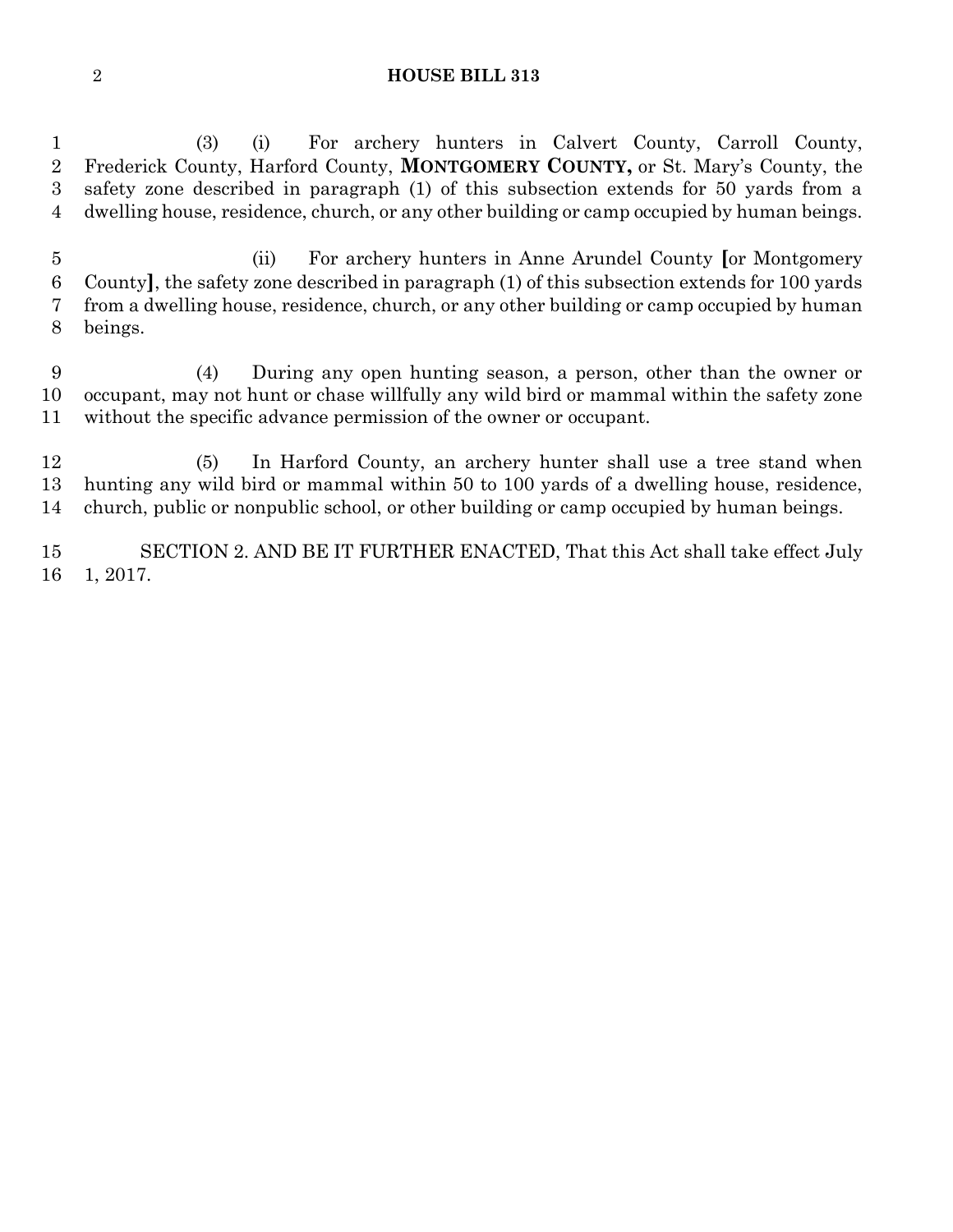(3) (i) For archery hunters in Calvert County, Carroll County, Frederick County, Harford County, **MONTGOMERY COUNTY,** or St. Mary's County, the safety zone described in paragraph (1) of this subsection extends for 50 yards from a dwelling house, residence, church, or any other building or camp occupied by human beings.

(ii) For archery hunters in Anne Arundel County **[**or Montgomery County**]**, the safety zone described in paragraph (1) of this subsection extends for 100 yards from a dwelling house, residence, church, or any other building or camp occupied by human beings.

(4) During any open hunting season, a person, other than the owner or occupant, may not hunt or chase willfully any wild bird or mammal within the safety zone without the specific advance permission of the owner or occupant.

(5) In Harford County, an archery hunter shall use a tree stand when hunting any wild bird or mammal within 50 to 100 yards of a dwelling house, residence, church, public or nonpublic school, or other building or camp occupied by human beings.

SECTION 2. AND BE IT FURTHER ENACTED, That this Act shall take effect July 1, 2017.